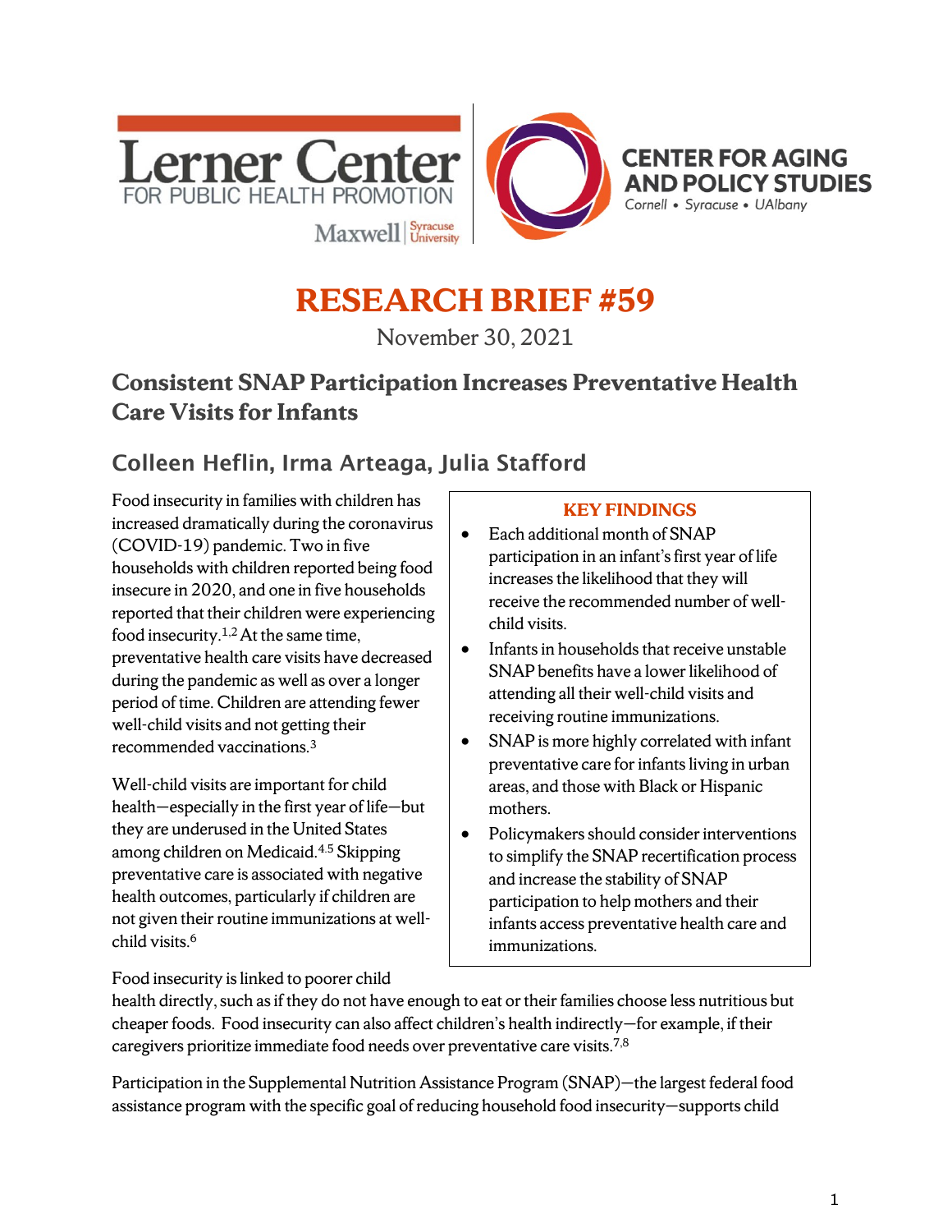Lerner Center FOR PUBLIC HEALTH PROMOTION — Maxwell | Syracuse University

CENTER FOR AGING AND POLICY STUDIES — Cornell • Syracuse • UAlbany

# RESEARCH BRIEF #59

November 30, 2021

## Consistent SNAP Participation Increases Preventative Health Care Visits for Infants

### Colleen Heflin, Irma Arteaga, Julia Stafford

> **KEY FINDINGS**
>
> - Each additional month of SNAP participation in an infant's first year of life increases the likelihood that they will receive the recommended number of well-child visits.
> - Infants in households that receive unstable SNAP benefits have a lower likelihood of attending all their well-child visits and receiving routine immunizations.
> - SNAP is more highly correlated with infant preventative care for infants living in urban areas, and those with Black or Hispanic mothers.
> - Policymakers should consider interventions to simplify the SNAP recertification process and increase the stability of SNAP participation to help mothers and their infants access preventative health care and immunizations.

Food insecurity in families with children has increased dramatically during the coronavirus (COVID-19) pandemic. Two in five households with children reported being food insecure in 2020, and one in five households reported that their children were experiencing food insecurity.[1,2] At the same time, preventative health care visits have decreased during the pandemic as well as over a longer period of time. Children are attending fewer well-child visits and not getting their recommended vaccinations.[3]

Well-child visits are important for child health—especially in the first year of life—but they are underused in the United States among children on Medicaid.[4,5] Skipping preventative care is associated with negative health outcomes, particularly if children are not given their routine immunizations at well-child visits.[6]

Food insecurity is linked to poorer child health directly, such as if they do not have enough to eat or their families choose less nutritious but cheaper foods. Food insecurity can also affect children's health indirectly—for example, if their caregivers prioritize immediate food needs over preventative care visits.[7,8]

Participation in the Supplemental Nutrition Assistance Program (SNAP)—the largest federal food assistance program with the specific goal of reducing household food insecurity—supports child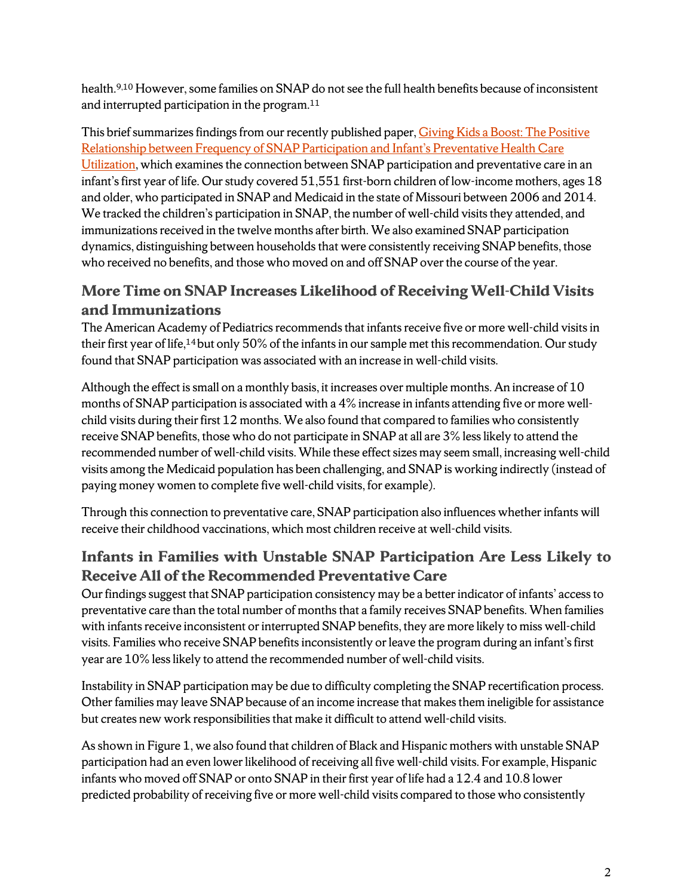health.[9,10] However, some families on SNAP do not see the full health benefits because of inconsistent and interrupted participation in the program.[11]

This brief summarizes findings from our recently published paper, Giving Kids a Boost: The Positive Relationship between Frequency of SNAP Participation and Infant's Preventative Health Care Utilization, which examines the connection between SNAP participation and preventative care in an infant's first year of life. Our study covered 51,551 first-born children of low-income mothers, ages 18 and older, who participated in SNAP and Medicaid in the state of Missouri between 2006 and 2014. We tracked the children's participation in SNAP, the number of well-child visits they attended, and immunizations received in the twelve months after birth. We also examined SNAP participation dynamics, distinguishing between households that were consistently receiving SNAP benefits, those who received no benefits, and those who moved on and off SNAP over the course of the year.

## More Time on SNAP Increases Likelihood of Receiving Well-Child Visits and Immunizations

The American Academy of Pediatrics recommends that infants receive five or more well-child visits in their first year of life,[14] but only 50% of the infants in our sample met this recommendation. Our study found that SNAP participation was associated with an increase in well-child visits.

Although the effect is small on a monthly basis, it increases over multiple months. An increase of 10 months of SNAP participation is associated with a 4% increase in infants attending five or more well-child visits during their first 12 months. We also found that compared to families who consistently receive SNAP benefits, those who do not participate in SNAP at all are 3% less likely to attend the recommended number of well-child visits. While these effect sizes may seem small, increasing well-child visits among the Medicaid population has been challenging, and SNAP is working indirectly (instead of paying money women to complete five well-child visits, for example).

Through this connection to preventative care, SNAP participation also influences whether infants will receive their childhood vaccinations, which most children receive at well-child visits.

## Infants in Families with Unstable SNAP Participation Are Less Likely to Receive All of the Recommended Preventative Care

Our findings suggest that SNAP participation consistency may be a better indicator of infants' access to preventative care than the total number of months that a family receives SNAP benefits. When families with infants receive inconsistent or interrupted SNAP benefits, they are more likely to miss well-child visits. Families who receive SNAP benefits inconsistently or leave the program during an infant's first year are 10% less likely to attend the recommended number of well-child visits.

Instability in SNAP participation may be due to difficulty completing the SNAP recertification process. Other families may leave SNAP because of an income increase that makes them ineligible for assistance but creates new work responsibilities that make it difficult to attend well-child visits.

As shown in Figure 1, we also found that children of Black and Hispanic mothers with unstable SNAP participation had an even lower likelihood of receiving all five well-child visits. For example, Hispanic infants who moved off SNAP or onto SNAP in their first year of life had a 12.4 and 10.8 lower predicted probability of receiving five or more well-child visits compared to those who consistently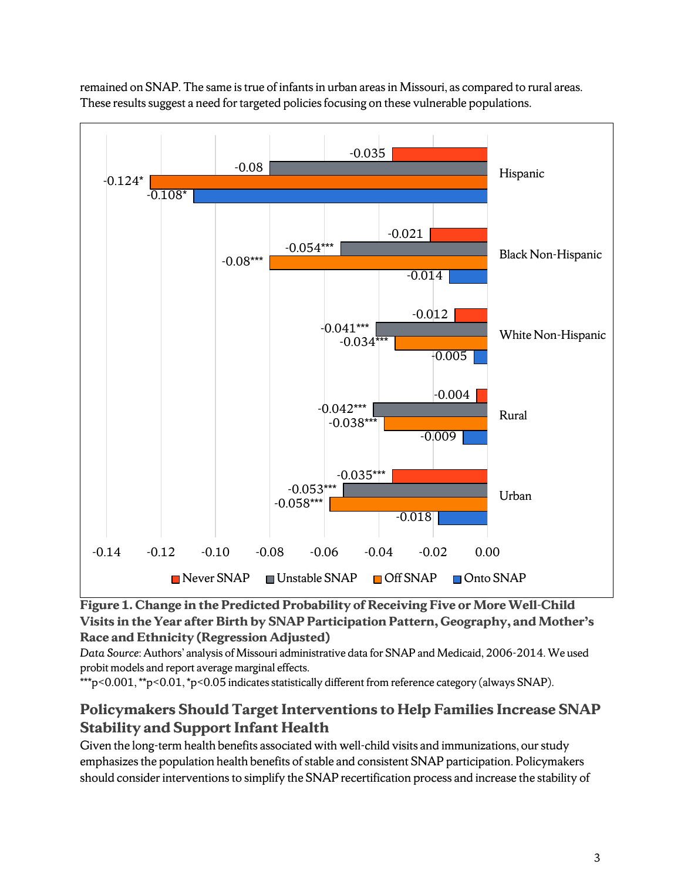remained on SNAP. The same is true of infants in urban areas in Missouri, as compared to rural areas. These results suggest a need for targeted policies focusing on these vulnerable populations.

| | Never SNAP | Unstable SNAP | Off SNAP | Onto SNAP |
|---|---|---|---|---|
| Hispanic | -0.035 | -0.08 | -0.124* | -0.108* |
| Black Non-Hispanic | -0.021 | -0.054*** | -0.08*** | -0.014 |
| White Non-Hispanic | -0.012 | -0.041*** | -0.034*** | -0.005 |
| Rural | -0.004 | -0.042*** | -0.038*** | -0.009 |
| Urban | -0.035*** | -0.053*** | -0.058*** | -0.018 |

**Figure 1. Change in the Predicted Probability of Receiving Five or More Well-Child Visits in the Year after Birth by SNAP Participation Pattern, Geography, and Mother's Race and Ethnicity (Regression Adjusted)**

*Data Source*: Authors' analysis of Missouri administrative data for SNAP and Medicaid, 2006-2014. We used probit models and report average marginal effects.

***p<0.001, **p<0.01, *p<0.05 indicates statistically different from reference category (always SNAP).

## Policymakers Should Target Interventions to Help Families Increase SNAP Stability and Support Infant Health

Given the long-term health benefits associated with well-child visits and immunizations, our study emphasizes the population health benefits of stable and consistent SNAP participation. Policymakers should consider interventions to simplify the SNAP recertification process and increase the stability of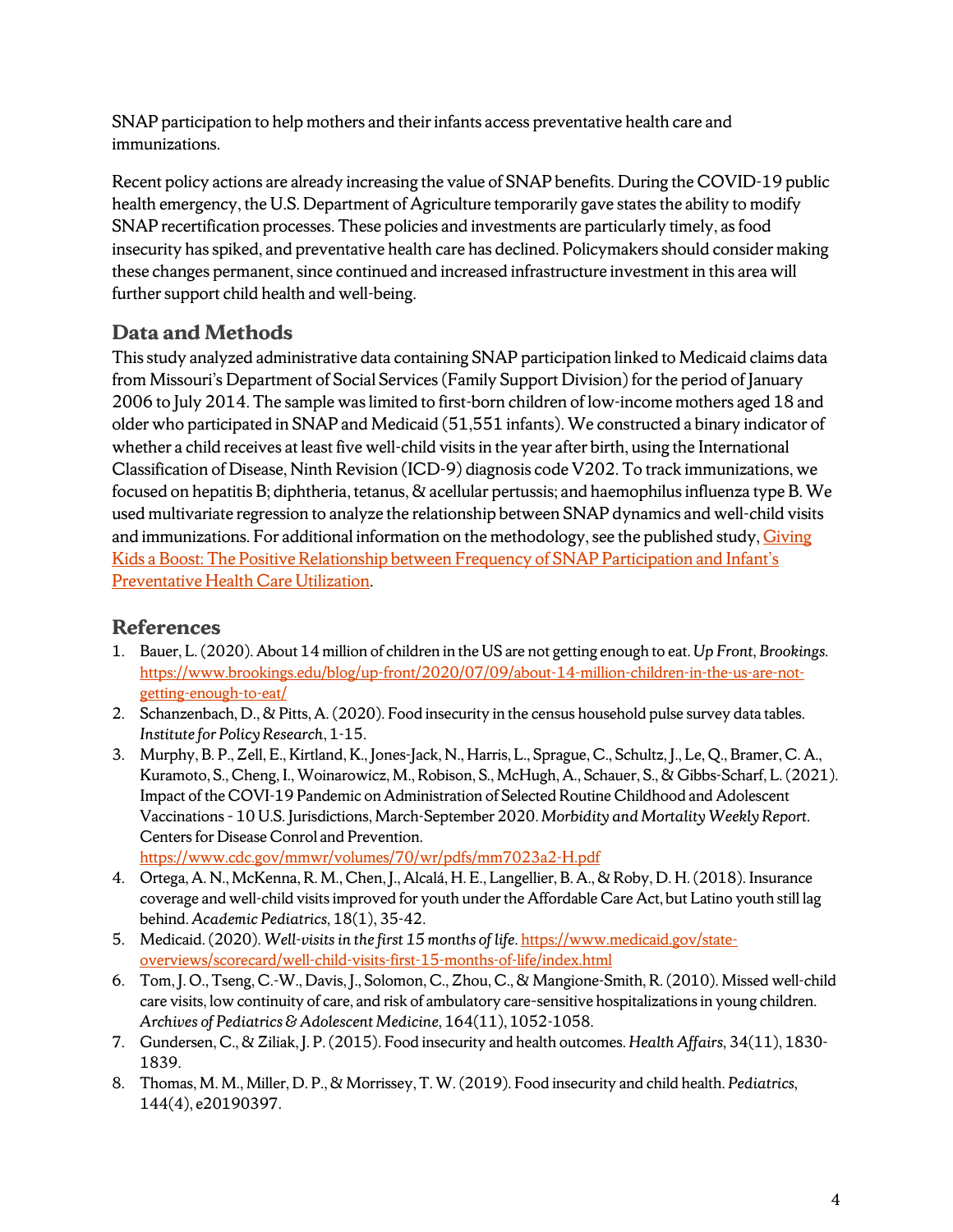SNAP participation to help mothers and their infants access preventative health care and immunizations.

Recent policy actions are already increasing the value of SNAP benefits. During the COVID-19 public health emergency, the U.S. Department of Agriculture temporarily gave states the ability to modify SNAP recertification processes. These policies and investments are particularly timely, as food insecurity has spiked, and preventative health care has declined. Policymakers should consider making these changes permanent, since continued and increased infrastructure investment in this area will further support child health and well-being.

## Data and Methods

This study analyzed administrative data containing SNAP participation linked to Medicaid claims data from Missouri's Department of Social Services (Family Support Division) for the period of January 2006 to July 2014. The sample was limited to first-born children of low-income mothers aged 18 and older who participated in SNAP and Medicaid (51,551 infants). We constructed a binary indicator of whether a child receives at least five well-child visits in the year after birth, using the International Classification of Disease, Ninth Revision (ICD-9) diagnosis code V202. To track immunizations, we focused on hepatitis B; diphtheria, tetanus, & acellular pertussis; and haemophilus influenza type B. We used multivariate regression to analyze the relationship between SNAP dynamics and well-child visits and immunizations. For additional information on the methodology, see the published study, [Giving Kids a Boost: The Positive Relationship between Frequency of SNAP Participation and Infant's Preventative Health Care Utilization]().

## References

1. Bauer, L. (2020). About 14 million of children in the US are not getting enough to eat. *Up Front*, *Brookings*. https://www.brookings.edu/blog/up-front/2020/07/09/about-14-million-children-in-the-us-are-not-getting-enough-to-eat/
2. Schanzenbach, D., & Pitts, A. (2020). Food insecurity in the census household pulse survey data tables. *Institute for Policy Research*, 1-15.
3. Murphy, B. P., Zell, E., Kirtland, K., Jones-Jack, N., Harris, L., Sprague, C., Schultz, J., Le, Q., Bramer, C. A., Kuramoto, S., Cheng, I., Woinarowicz, M., Robison, S., McHugh, A., Schauer, S., & Gibbs-Scharf, L. (2021). Impact of the COVI-19 Pandemic on Administration of Selected Routine Childhood and Adolescent Vaccinations - 10 U.S. Jurisdictions, March-September 2020. *Morbidity and Mortality Weekly Report*. Centers for Disease Conrol and Prevention. https://www.cdc.gov/mmwr/volumes/70/wr/pdfs/mm7023a2-H.pdf
4. Ortega, A. N., McKenna, R. M., Chen, J., Alcalá, H. E., Langellier, B. A., & Roby, D. H. (2018). Insurance coverage and well-child visits improved for youth under the Affordable Care Act, but Latino youth still lag behind. *Academic Pediatrics*, 18(1), 35-42.
5. Medicaid. (2020). *Well-visits in the first 15 months of life*. https://www.medicaid.gov/state-overviews/scorecard/well-child-visits-first-15-months-of-life/index.html
6. Tom, J. O., Tseng, C.-W., Davis, J., Solomon, C., Zhou, C., & Mangione-Smith, R. (2010). Missed well-child care visits, low continuity of care, and risk of ambulatory care-sensitive hospitalizations in young children. *Archives of Pediatrics & Adolescent Medicine*, 164(11), 1052-1058.
7. Gundersen, C., & Ziliak, J. P. (2015). Food insecurity and health outcomes. *Health Affairs*, 34(11), 1830-1839.
8. Thomas, M. M., Miller, D. P., & Morrissey, T. W. (2019). Food insecurity and child health. *Pediatrics*, 144(4), e20190397.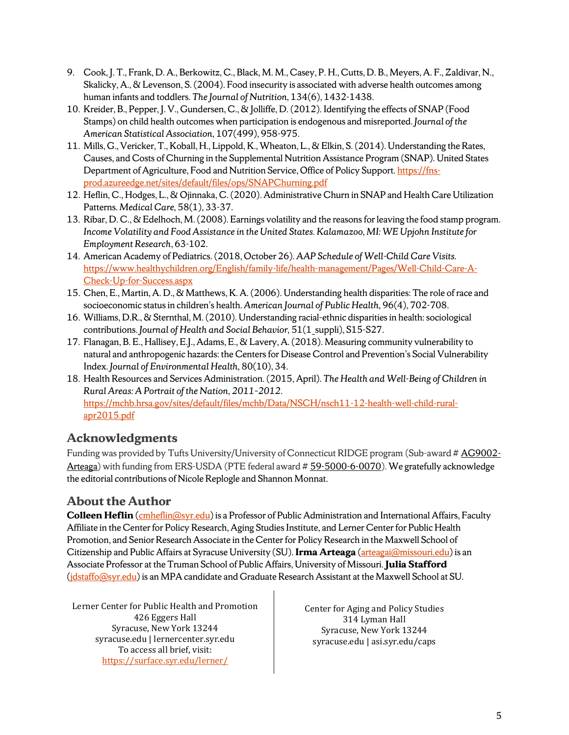9. Cook, J. T., Frank, D. A., Berkowitz, C., Black, M. M., Casey, P. H., Cutts, D. B., Meyers, A. F., Zaldivar, N., Skalicky, A., & Levenson, S. (2004). Food insecurity is associated with adverse health outcomes among human infants and toddlers. *The Journal of Nutrition*, 134(6), 1432-1438.
10. Kreider, B., Pepper, J. V., Gundersen, C., & Jolliffe, D. (2012). Identifying the effects of SNAP (Food Stamps) on child health outcomes when participation is endogenous and misreported. *Journal of the American Statistical Association*, 107(499), 958-975.
11. Mills, G., Vericker, T., Koball, H., Lippold, K., Wheaton, L., & Elkin, S. (2014). Understanding the Rates, Causes, and Costs of Churning in the Supplemental Nutrition Assistance Program (SNAP). United States Department of Agriculture, Food and Nutrition Service, Office of Policy Support. https://fns-prod.azureedge.net/sites/default/files/ops/SNAPChurning.pdf
12. Heflin, C., Hodges, L., & Ojinnaka, C. (2020). Administrative Churn in SNAP and Health Care Utilization Patterns. *Medical Care*, 58(1), 33-37.
13. Ribar, D. C., & Edelhoch, M. (2008). Earnings volatility and the reasons for leaving the food stamp program. *Income Volatility and Food Assistance in the United States. Kalamazoo, MI: WE Upjohn Institute for Employment Research*, 63-102.
14. American Academy of Pediatrics. (2018, October 26). *AAP Schedule of Well-Child Care Visits*. https://www.healthychildren.org/English/family-life/health-management/Pages/Well-Child-Care-A-Check-Up-for-Success.aspx
15. Chen, E., Martin, A. D., & Matthews, K. A. (2006). Understanding health disparities: The role of race and socioeconomic status in children's health. *American Journal of Public Health*, 96(4), 702-708.
16. Williams, D.R., & Sternthal, M. (2010). Understanding racial-ethnic disparities in health: sociological contributions. *Journal of Health and Social Behavior*, 51(1_suppli), S15-S27.
17. Flanagan, B. E., Hallisey, E.J., Adams, E., & Lavery, A. (2018). Measuring community vulnerability to natural and anthropogenic hazards: the Centers for Disease Control and Prevention's Social Vulnerability Index. *Journal of Environmental Health*, 80(10), 34.
18. Health Resources and Services Administration. (2015, April). *The Health and Well-Being of Children in Rural Areas: A Portrait of the Nation, 2011-2012*. https://mchb.hrsa.gov/sites/default/files/mchb/Data/NSCH/nsch11-12-health-well-child-rural-apr2015.pdf

## Acknowledgments

Funding was provided by Tufts University/University of Connecticut RIDGE program (Sub-award # AG9002-Arteaga) with funding from ERS-USDA (PTE federal award # 59-5000-6-0070). We gratefully acknowledge the editorial contributions of Nicole Replogle and Shannon Monnat.

## About the Author

**Colleen Heflin** (cmheflin@syr.edu) is a Professor of Public Administration and International Affairs, Faculty Affiliate in the Center for Policy Research, Aging Studies Institute, and Lerner Center for Public Health Promotion, and Senior Research Associate in the Center for Policy Research in the Maxwell School of Citizenship and Public Affairs at Syracuse University (SU). **Irma Arteaga** (arteagai@missouri.edu) is an Associate Professor at the Truman School of Public Affairs, University of Missouri. **Julia Stafford** (jdstaffo@syr.edu) is an MPA candidate and Graduate Research Assistant at the Maxwell School at SU.

Lerner Center for Public Health and Promotion
426 Eggers Hall
Syracuse, New York 13244
syracuse.edu | lernercenter.syr.edu
To access all brief, visit:
https://surface.syr.edu/lerner/

Center for Aging and Policy Studies
314 Lyman Hall
Syracuse, New York 13244
syracuse.edu | asi.syr.edu/caps